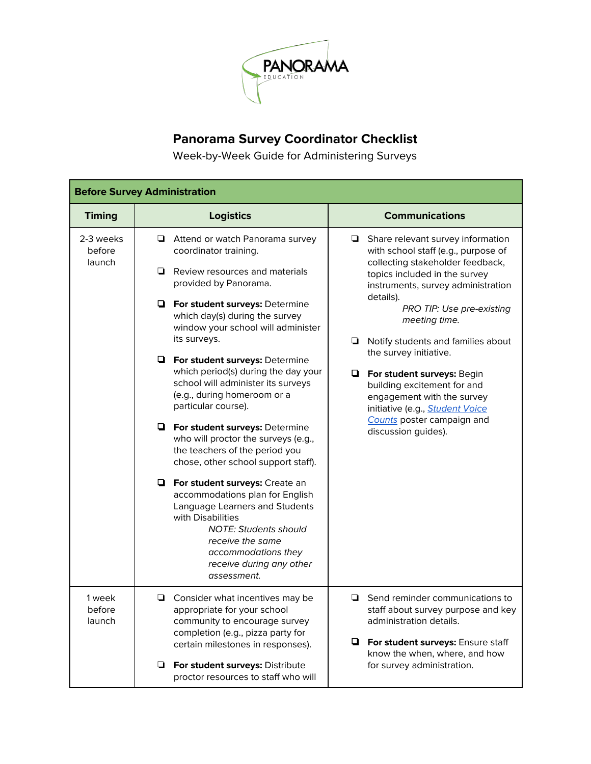# Panorama Survey Coordinator Checklist

Week-by-Week Guide for Administering Surveys

| **Before Survey Administration** | | |
|---|---|---|
| **Timing** | **Logistics** | **Communications** |
| 2-3 weeks before launch | ❑ Attend or watch Panorama survey coordinator training.<br><br>❑ Review resources and materials provided by Panorama.<br><br>❑ **For student surveys:** Determine which day(s) during the survey window your school will administer its surveys.<br><br>❑ **For student surveys:** Determine which period(s) during the day your school will administer its surveys (e.g., during homeroom or a particular course).<br><br>❑ **For student surveys:** Determine who will proctor the surveys (e.g., the teachers of the period you chose, other school support staff).<br><br>❑ **For student surveys:** Create an accommodations plan for English Language Learners and Students with Disabilities<br>*NOTE: Students should receive the same accommodations they receive during any other assessment.* | ❑ Share relevant survey information with school staff (e.g., purpose of collecting stakeholder feedback, topics included in the survey instruments, survey administration details).<br>*PRO TIP: Use pre-existing meeting time.*<br><br>❑ Notify students and families about the survey initiative.<br><br>❑ **For student surveys:** Begin building excitement for and engagement with the survey initiative (e.g., Student Voice Counts poster campaign and discussion guides). |
| 1 week before launch | ❑ Consider what incentives may be appropriate for your school community to encourage survey completion (e.g., pizza party for certain milestones in responses).<br><br>❑ **For student surveys:** Distribute proctor resources to staff who will | ❑ Send reminder communications to staff about survey purpose and key administration details.<br><br>❑ **For student surveys:** Ensure staff know the when, where, and how for survey administration. |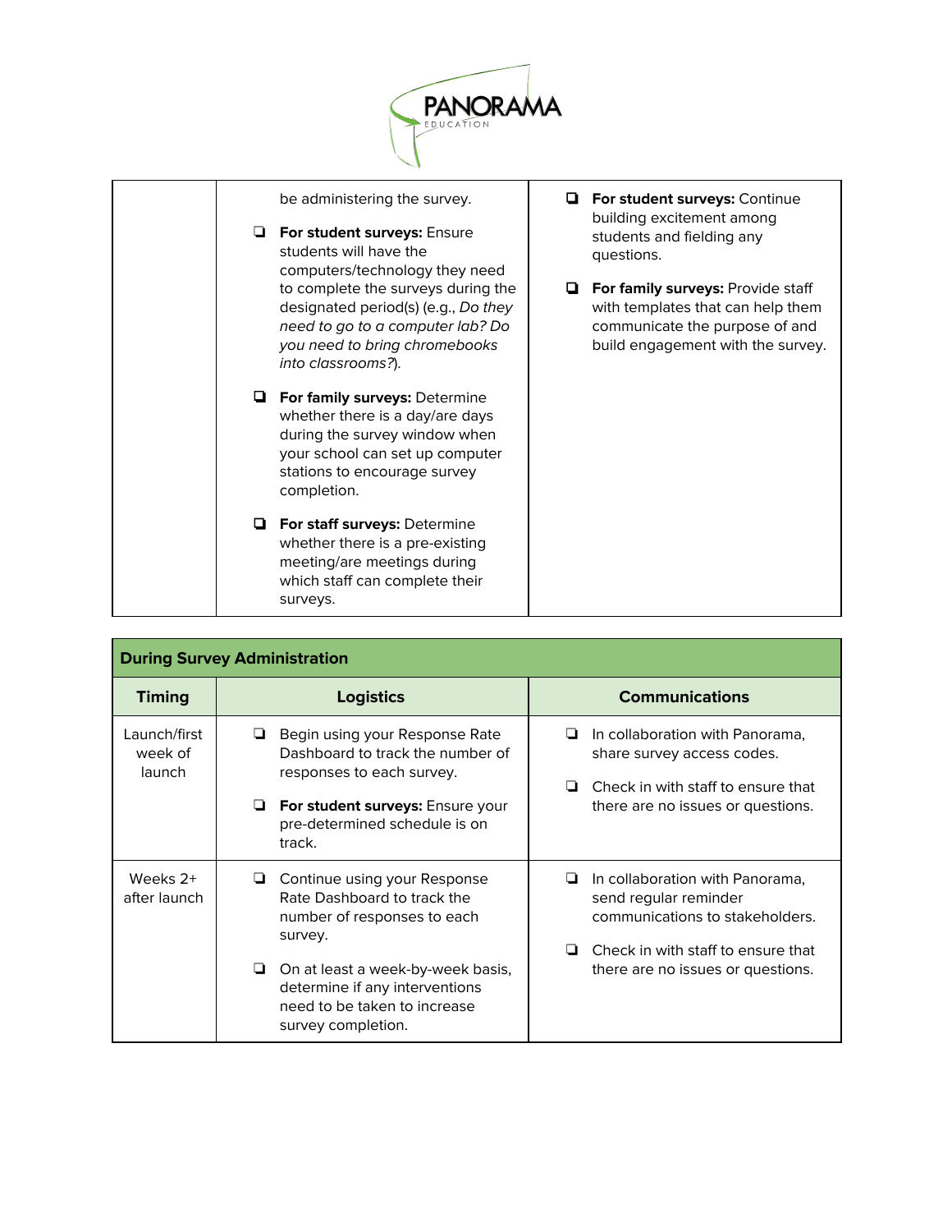| | | |
|---|---|---|
| | be administering the survey.<br><br>❑ **For student surveys:** Ensure students will have the computers/technology they need to complete the surveys during the designated period(s) (e.g., *Do they need to go to a computer lab? Do you need to bring chromebooks into classrooms?*).<br><br>❑ **For family surveys:** Determine whether there is a day/are days during the survey window when your school can set up computer stations to encourage survey completion.<br><br>❑ **For staff surveys:** Determine whether there is a pre-existing meeting/are meetings during which staff can complete their surveys. | ❑ **For student surveys:** Continue building excitement among students and fielding any questions.<br><br>❑ **For family surveys:** Provide staff with templates that can help them communicate the purpose of and build engagement with the survey. |

| **During Survey Administration** | | |
|---|---|---|
| **Timing** | **Logistics** | **Communications** |
| Launch/first week of launch | ❑ Begin using your Response Rate Dashboard to track the number of responses to each survey.<br><br>❑ **For student surveys:** Ensure your pre-determined schedule is on track. | ❑ In collaboration with Panorama, share survey access codes.<br><br>❑ Check in with staff to ensure that there are no issues or questions. |
| Weeks 2+ after launch | ❑ Continue using your Response Rate Dashboard to track the number of responses to each survey.<br><br>❑ On at least a week-by-week basis, determine if any interventions need to be taken to increase survey completion. | ❑ In collaboration with Panorama, send regular reminder communications to stakeholders.<br><br>❑ Check in with staff to ensure that there are no issues or questions. |